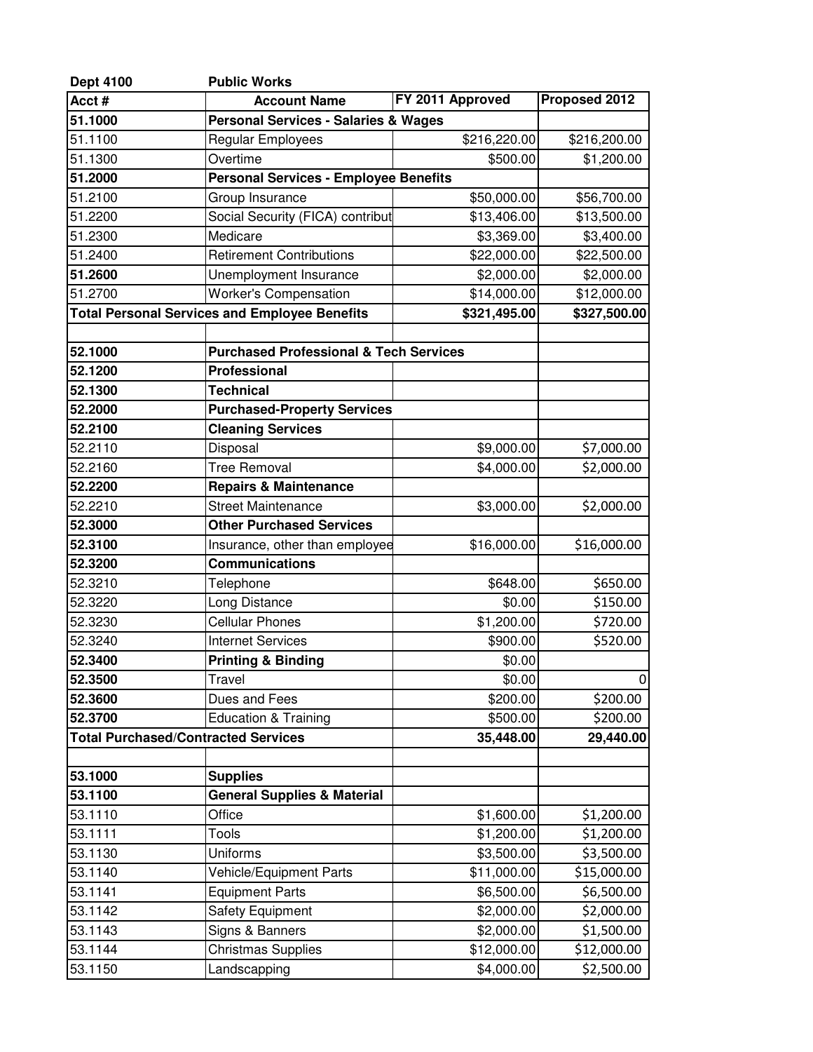| Dept 4100 | Public Works | | |
|---|---|---|---|
| **Acct #** | **Account Name** | **FY 2011 Approved** | **Proposed 2012** |
| **51.1000** | **Personal Services - Salaries & Wages** | | |
| 51.1100 | Regular Employees | $216,220.00 | $216,200.00 |
| 51.1300 | Overtime | $500.00 | $1,200.00 |
| **51.2000** | **Personal Services - Employee Benefits** | | |
| 51.2100 | Group Insurance | $50,000.00 | $56,700.00 |
| 51.2200 | Social Security (FICA) contribut | $13,406.00 | $13,500.00 |
| 51.2300 | Medicare | $3,369.00 | $3,400.00 |
| 51.2400 | Retirement Contributions | $22,000.00 | $22,500.00 |
| **51.2600** | Unemployment Insurance | $2,000.00 | $2,000.00 |
| 51.2700 | Worker's Compensation | $14,000.00 | $12,000.00 |
| **Total Personal Services and Employee Benefits** | | **$321,495.00** | **$327,500.00** |
| | | | |
| **52.1000** | **Purchased Professional & Tech Services** | | |
| **52.1200** | **Professional** | | |
| **52.1300** | **Technical** | | |
| **52.2000** | **Purchased-Property Services** | | |
| **52.2100** | **Cleaning Services** | | |
| 52.2110 | Disposal | $9,000.00 | $7,000.00 |
| 52.2160 | Tree Removal | $4,000.00 | $2,000.00 |
| **52.2200** | **Repairs & Maintenance** | | |
| 52.2210 | Street Maintenance | $3,000.00 | $2,000.00 |
| **52.3000** | **Other Purchased Services** | | |
| **52.3100** | Insurance, other than employee | $16,000.00 | $16,000.00 |
| **52.3200** | **Communications** | | |
| 52.3210 | Telephone | $648.00 | $650.00 |
| 52.3220 | Long Distance | $0.00 | $150.00 |
| 52.3230 | Cellular Phones | $1,200.00 | $720.00 |
| 52.3240 | Internet Services | $900.00 | $520.00 |
| **52.3400** | **Printing & Binding** | $0.00 | |
| **52.3500** | Travel | $0.00 | 0 |
| **52.3600** | Dues and Fees | $200.00 | $200.00 |
| **52.3700** | Education & Training | $500.00 | $200.00 |
| **Total Purchased/Contracted Services** | | **35,448.00** | **29,440.00** |
| | | | |
| **53.1000** | **Supplies** | | |
| **53.1100** | **General Supplies & Material** | | |
| 53.1110 | Office | $1,600.00 | $1,200.00 |
| 53.1111 | Tools | $1,200.00 | $1,200.00 |
| 53.1130 | Uniforms | $3,500.00 | $3,500.00 |
| 53.1140 | Vehicle/Equipment Parts | $11,000.00 | $15,000.00 |
| 53.1141 | Equipment Parts | $6,500.00 | $6,500.00 |
| 53.1142 | Safety Equipment | $2,000.00 | $2,000.00 |
| 53.1143 | Signs & Banners | $2,000.00 | $1,500.00 |
| 53.1144 | Christmas Supplies | $12,000.00 | $12,000.00 |
| 53.1150 | Landscapping | $4,000.00 | $2,500.00 |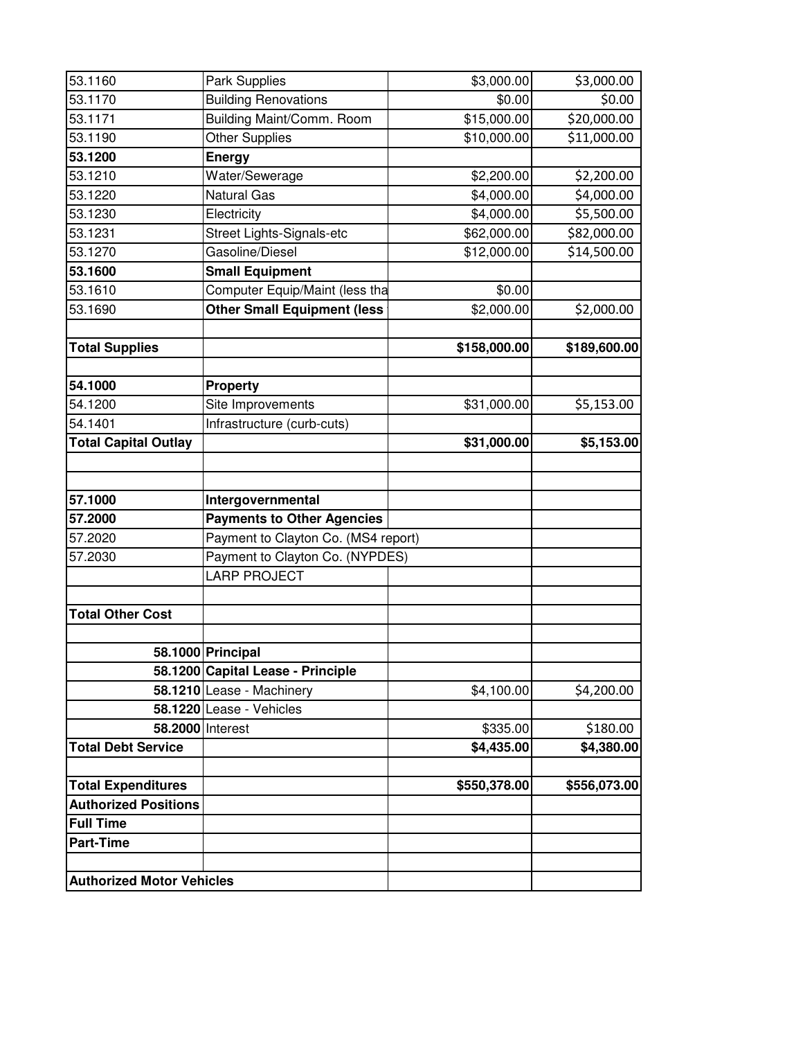| | | | |
|---|---|---|---|
| 53.1160 | Park Supplies | $3,000.00 | $3,000.00 |
| 53.1170 | Building Renovations | $0.00 | $0.00 |
| 53.1171 | Building Maint/Comm. Room | $15,000.00 | $20,000.00 |
| 53.1190 | Other Supplies | $10,000.00 | $11,000.00 |
| **53.1200** | **Energy** | | |
| 53.1210 | Water/Sewerage | $2,200.00 | $2,200.00 |
| 53.1220 | Natural Gas | $4,000.00 | $4,000.00 |
| 53.1230 | Electricity | $4,000.00 | $5,500.00 |
| 53.1231 | Street Lights-Signals-etc | $62,000.00 | $82,000.00 |
| 53.1270 | Gasoline/Diesel | $12,000.00 | $14,500.00 |
| **53.1600** | **Small Equipment** | | |
| 53.1610 | Computer Equip/Maint (less tha | $0.00 | |
| 53.1690 | **Other Small Equipment (less** | $2,000.00 | $2,000.00 |
| | | | |
| **Total Supplies** | | **$158,000.00** | **$189,600.00** |
| | | | |
| **54.1000** | **Property** | | |
| 54.1200 | Site Improvements | $31,000.00 | $5,153.00 |
| 54.1401 | Infrastructure (curb-cuts) | | |
| **Total Capital Outlay** | | **$31,000.00** | **$5,153.00** |
| | | | |
| | | | |
| **57.1000** | **Intergovernmental** | | |
| **57.2000** | **Payments to Other Agencies** | | |
| 57.2020 | Payment to Clayton Co. (MS4 report) | | |
| 57.2030 | Payment to Clayton Co. (NYPDES) | | |
| | LARP PROJECT | | |
| | | | |
| **Total Other Cost** | | | |
| | | | |
| **58.1000** | **Principal** | | |
| **58.1200** | **Capital Lease - Principle** | | |
| **58.1210** | Lease - Machinery | $4,100.00 | $4,200.00 |
| **58.1220** | Lease - Vehicles | | |
| **58.2000** | Interest | $335.00 | $180.00 |
| **Total Debt Service** | | **$4,435.00** | **$4,380.00** |
| | | | |
| **Total Expenditures** | | **$550,378.00** | **$556,073.00** |
| **Authorized Positions** | | | |
| **Full Time** | | | |
| **Part-Time** | | | |
| | | | |
| **Authorized Motor Vehicles** | | | |